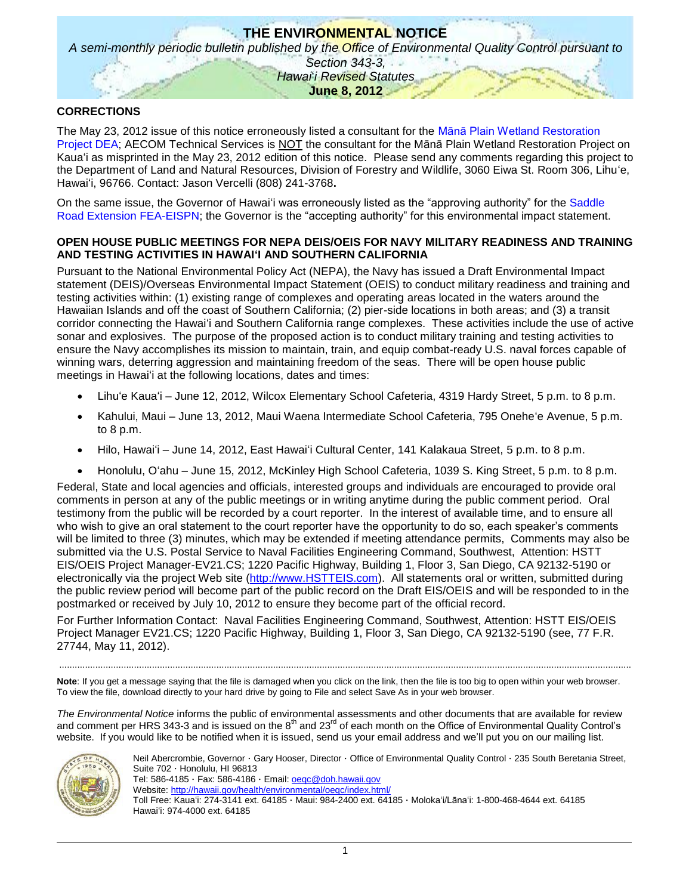# THE ENVIRONMENTAL NOTICE

*A semi-monthly periodic bulletin published by the Office of Environmental Quality Control pursuant to Section 343-3, Hawaiʻi Revised Statutes*

**June 8, 2012**

## CORRECTIONS

The May 23, 2012 issue of this notice erroneously listed a consultant for the Mānā Plain Wetland Restoration Project DEA; AECOM Technical Services is NOT the consultant for the Mānā Plain Wetland Restoration Project on Kauaʻi as misprinted in the May 23, 2012 edition of this notice. Please send any comments regarding this project to the Department of Land and Natural Resources, Division of Forestry and Wildlife, 3060 Eiwa St. Room 306, Lihuʻe, Hawaiʻi, 96766. Contact: Jason Vercelli (808) 241-3768**.**

On the same issue, the Governor of Hawaiʻi was erroneously listed as the "approving authority" for the Saddle Road Extension FEA-EISPN; the Governor is the "accepting authority" for this environmental impact statement.

## OPEN HOUSE PUBLIC MEETINGS FOR NEPA DEIS/OEIS FOR NAVY MILITARY READINESS AND TRAINING AND TESTING ACTIVITIES IN HAWAIʻI AND SOUTHERN CALIFORNIA

Pursuant to the National Environmental Policy Act (NEPA), the Navy has issued a Draft Environmental Impact statement (DEIS)/Overseas Environmental Impact Statement (OEIS) to conduct military readiness and training and testing activities within: (1) existing range of complexes and operating areas located in the waters around the Hawaiian Islands and off the coast of Southern California; (2) pier-side locations in both areas; and (3) a transit corridor connecting the Hawaiʻi and Southern California range complexes. These activities include the use of active sonar and explosives. The purpose of the proposed action is to conduct military training and testing activities to ensure the Navy accomplishes its mission to maintain, train, and equip combat-ready U.S. naval forces capable of winning wars, deterring aggression and maintaining freedom of the seas. There will be open house public meetings in Hawaiʻi at the following locations, dates and times:

- Lihuʻe Kauaʻi – June 12, 2012, Wilcox Elementary School Cafeteria, 4319 Hardy Street, 5 p.m. to 8 p.m.
- Kahului, Maui – June 13, 2012, Maui Waena Intermediate School Cafeteria, 795 Oneheʻe Avenue, 5 p.m. to 8 p.m.
- Hilo, Hawaiʻi – June 14, 2012, East Hawaiʻi Cultural Center, 141 Kalakaua Street, 5 p.m. to 8 p.m.
- Honolulu, Oʻahu – June 15, 2012, McKinley High School Cafeteria, 1039 S. King Street, 5 p.m. to 8 p.m.

Federal, State and local agencies and officials, interested groups and individuals are encouraged to provide oral comments in person at any of the public meetings or in writing anytime during the public comment period. Oral testimony from the public will be recorded by a court reporter. In the interest of available time, and to ensure all who wish to give an oral statement to the court reporter have the opportunity to do so, each speaker's comments will be limited to three (3) minutes, which may be extended if meeting attendance permits, Comments may also be submitted via the U.S. Postal Service to Naval Facilities Engineering Command, Southwest, Attention: HSTT EIS/OEIS Project Manager-EV21.CS; 1220 Pacific Highway, Building 1, Floor 3, San Diego, CA 92132-5190 or electronically via the project Web site (http://www.HSTTEIS.com). All statements oral or written, submitted during the public review period will become part of the public record on the Draft EIS/OEIS and will be responded to in the postmarked or received by July 10, 2012 to ensure they become part of the official record.

For Further Information Contact: Naval Facilities Engineering Command, Southwest, Attention: HSTT EIS/OEIS Project Manager EV21.CS; 1220 Pacific Highway, Building 1, Floor 3, San Diego, CA 92132-5190 (see, 77 F.R. 27744, May 11, 2012).

---

**Note**: If you get a message saying that the file is damaged when you click on the link, then the file is too big to open within your web browser. To view the file, download directly to your hard drive by going to File and select Save As in your web browser.

*The Environmental Notice* informs the public of environmental assessments and other documents that are available for review and comment per HRS 343-3 and is issued on the 8th and 23rd of each month on the Office of Environmental Quality Control's website. If you would like to be notified when it is issued, send us your email address and we'll put you on our mailing list.

Neil Abercrombie, Governor · Gary Hooser, Director · Office of Environmental Quality Control · 235 South Beretania Street, Suite 702 · Honolulu, HI 96813
Tel: 586-4185 · Fax: 586-4186 · Email: oeqc@doh.hawaii.gov
Website: http://hawaii.gov/health/environmental/oeqc/index.html/
Toll Free: Kauaʻi: 274-3141 ext. 64185 · Maui: 984-2400 ext. 64185 · Molokaʻi/Lānaʻi: 1-800-468-4644 ext. 64185
Hawaiʻi: 974-4000 ext. 64185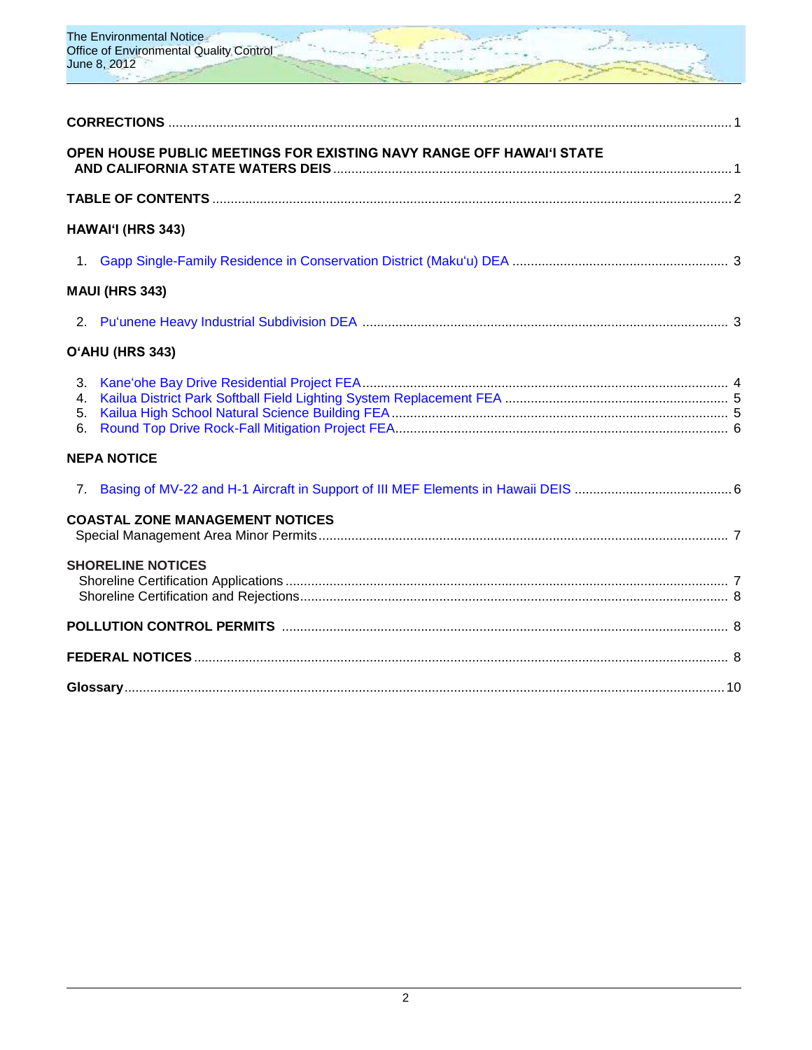**CORRECTIONS** ........................................................................................................................................ 1

**OPEN HOUSE PUBLIC MEETINGS FOR EXISTING NAVY RANGE OFF HAWAIʻI STATE AND CALIFORNIA STATE WATERS DEIS** ........................................................................................... 1

**TABLE OF CONTENTS** ............................................................................................................................. 2

**HAWAIʻI (HRS 343)**

1. Gapp Single-Family Residence in Conservation District (Makuʻu) DEA ................................................ 3

**MAUI (HRS 343)**

2. Puʻunene Heavy Industrial Subdivision DEA ........................................................................................ 3

**OʻAHU (HRS 343)**

3. Kaneʻohe Bay Drive Residential Project FEA ........................................................................................ 4
4. Kailua District Park Softball Field Lighting System Replacement FEA .................................................. 5
5. Kailua High School Natural Science Building FEA ................................................................................ 5
6. Round Top Drive Rock-Fall Mitigation Project FEA ............................................................................... 6

**NEPA NOTICE**

7. Basing of MV-22 and H-1 Aircraft in Support of III MEF Elements in Hawaii DEIS ................................ 6

**COASTAL ZONE MANAGEMENT NOTICES**

Special Management Area Minor Permits ................................................................................................ 7

**SHORELINE NOTICES**

Shoreline Certification Applications ......................................................................................................... 7

Shoreline Certification and Rejections ..................................................................................................... 8

**POLLUTION CONTROL PERMITS** ......................................................................................................... 8

**FEDERAL NOTICES** ................................................................................................................................. 8

**Glossary** .................................................................................................................................................. 10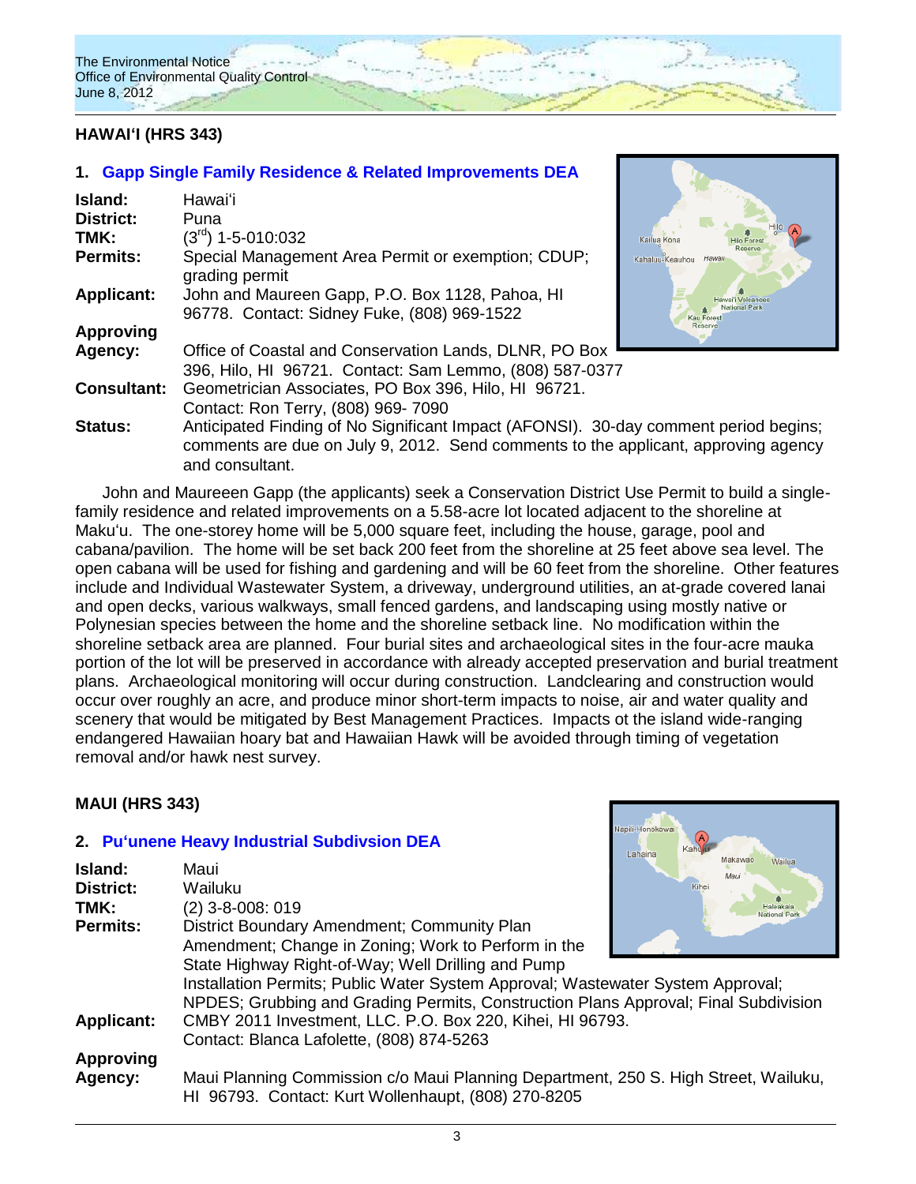## HAWAIʻI (HRS 343)

### 1. Gapp Single Family Residence & Related Improvements DEA

**Island:** Hawaiʻi
**District:** Puna
**TMK:** (3rd) 1-5-010:032
**Permits:** Special Management Area Permit or exemption; CDUP; grading permit
**Applicant:** John and Maureen Gapp, P.O. Box 1128, Pahoa, HI 96778. Contact: Sidney Fuke, (808) 969-1522
**Approving Agency:** Office of Coastal and Conservation Lands, DLNR, PO Box 396, Hilo, HI 96721. Contact: Sam Lemmo, (808) 587-0377
**Consultant:** Geometrician Associates, PO Box 396, Hilo, HI 96721. Contact: Ron Terry, (808) 969- 7090
**Status:** Anticipated Finding of No Significant Impact (AFONSI). 30-day comment period begins; comments are due on July 9, 2012. Send comments to the applicant, approving agency and consultant.

John and Maureeen Gapp (the applicants) seek a Conservation District Use Permit to build a single-family residence and related improvements on a 5.58-acre lot located adjacent to the shoreline at Makuʻu. The one-storey home will be 5,000 square feet, including the house, garage, pool and cabana/pavilion. The home will be set back 200 feet from the shoreline at 25 feet above sea level. The open cabana will be used for fishing and gardening and will be 60 feet from the shoreline. Other features include and Individual Wastewater System, a driveway, underground utilities, an at-grade covered lanai and open decks, various walkways, small fenced gardens, and landscaping using mostly native or Polynesian species between the home and the shoreline setback line. No modification within the shoreline setback area are planned. Four burial sites and archaeological sites in the four-acre mauka portion of the lot will be preserved in accordance with already accepted preservation and burial treatment plans. Archaeological monitoring will occur during construction. Landclearing and construction would occur over roughly an acre, and produce minor short-term impacts to noise, air and water quality and scenery that would be mitigated by Best Management Practices. Impacts ot the island wide-ranging endangered Hawaiian hoary bat and Hawaiian Hawk will be avoided through timing of vegetation removal and/or hawk nest survey.

## MAUI (HRS 343)

### 2. Puʻunene Heavy Industrial Subdivsion DEA

**Island:** Maui
**District:** Wailuku
**TMK:** (2) 3-8-008: 019
**Permits:** District Boundary Amendment; Community Plan Amendment; Change in Zoning; Work to Perform in the State Highway Right-of-Way; Well Drilling and Pump Installation Permits; Public Water System Approval; Wastewater System Approval; NPDES; Grubbing and Grading Permits, Construction Plans Approval; Final Subdivision
**Applicant:** CMBY 2011 Investment, LLC. P.O. Box 220, Kihei, HI 96793. Contact: Blanca Lafolette, (808) 874-5263
**Approving Agency:** Maui Planning Commission c/o Maui Planning Department, 250 S. High Street, Wailuku, HI 96793. Contact: Kurt Wollenhaupt, (808) 270-8205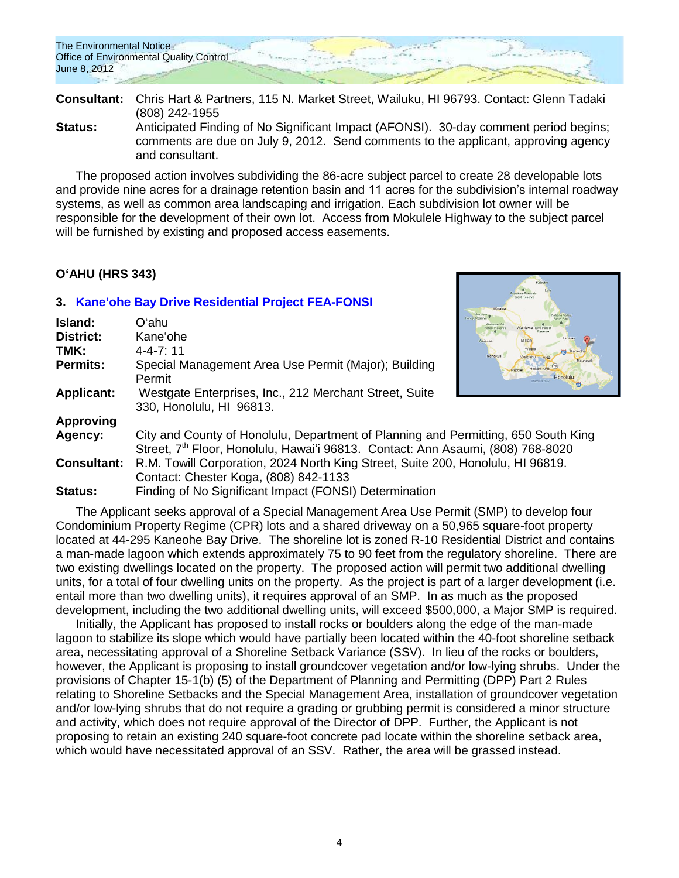**Consultant:** Chris Hart & Partners, 115 N. Market Street, Wailuku, HI 96793. Contact: Glenn Tadaki (808) 242-1955

**Status:** Anticipated Finding of No Significant Impact (AFONSI). 30-day comment period begins; comments are due on July 9, 2012. Send comments to the applicant, approving agency and consultant.

The proposed action involves subdividing the 86-acre subject parcel to create 28 developable lots and provide nine acres for a drainage retention basin and 11 acres for the subdivision's internal roadway systems, as well as common area landscaping and irrigation. Each subdivision lot owner will be responsible for the development of their own lot. Access from Mokulele Highway to the subject parcel will be furnished by existing and proposed access easements.

## O'AHU (HRS 343)

### 3. Kane'ohe Bay Drive Residential Project FEA-FONSI

**Island:** O'ahu

**District:** Kane'ohe

**TMK:** 4-4-7: 11

**Permits:** Special Management Area Use Permit (Major); Building Permit

**Applicant:** Westgate Enterprises, Inc., 212 Merchant Street, Suite 330, Honolulu, HI 96813.

**Approving Agency:** City and County of Honolulu, Department of Planning and Permitting, 650 South King Street, 7th Floor, Honolulu, Hawai'i 96813. Contact: Ann Asaumi, (808) 768-8020

**Consultant:** R.M. Towill Corporation, 2024 North King Street, Suite 200, Honolulu, HI 96819. Contact: Chester Koga, (808) 842-1133

**Status:** Finding of No Significant Impact (FONSI) Determination

The Applicant seeks approval of a Special Management Area Use Permit (SMP) to develop four Condominium Property Regime (CPR) lots and a shared driveway on a 50,965 square-foot property located at 44-295 Kaneohe Bay Drive. The shoreline lot is zoned R-10 Residential District and contains a man-made lagoon which extends approximately 75 to 90 feet from the regulatory shoreline. There are two existing dwellings located on the property. The proposed action will permit two additional dwelling units, for a total of four dwelling units on the property. As the project is part of a larger development (i.e. entail more than two dwelling units), it requires approval of an SMP. In as much as the proposed development, including the two additional dwelling units, will exceed $500,000, a Major SMP is required.

Initially, the Applicant has proposed to install rocks or boulders along the edge of the man-made lagoon to stabilize its slope which would have partially been located within the 40-foot shoreline setback area, necessitating approval of a Shoreline Setback Variance (SSV). In lieu of the rocks or boulders, however, the Applicant is proposing to install groundcover vegetation and/or low-lying shrubs. Under the provisions of Chapter 15-1(b) (5) of the Department of Planning and Permitting (DPP) Part 2 Rules relating to Shoreline Setbacks and the Special Management Area, installation of groundcover vegetation and/or low-lying shrubs that do not require a grading or grubbing permit is considered a minor structure and activity, which does not require approval of the Director of DPP. Further, the Applicant is not proposing to retain an existing 240 square-foot concrete pad locate within the shoreline setback area, which would have necessitated approval of an SSV. Rather, the area will be grassed instead.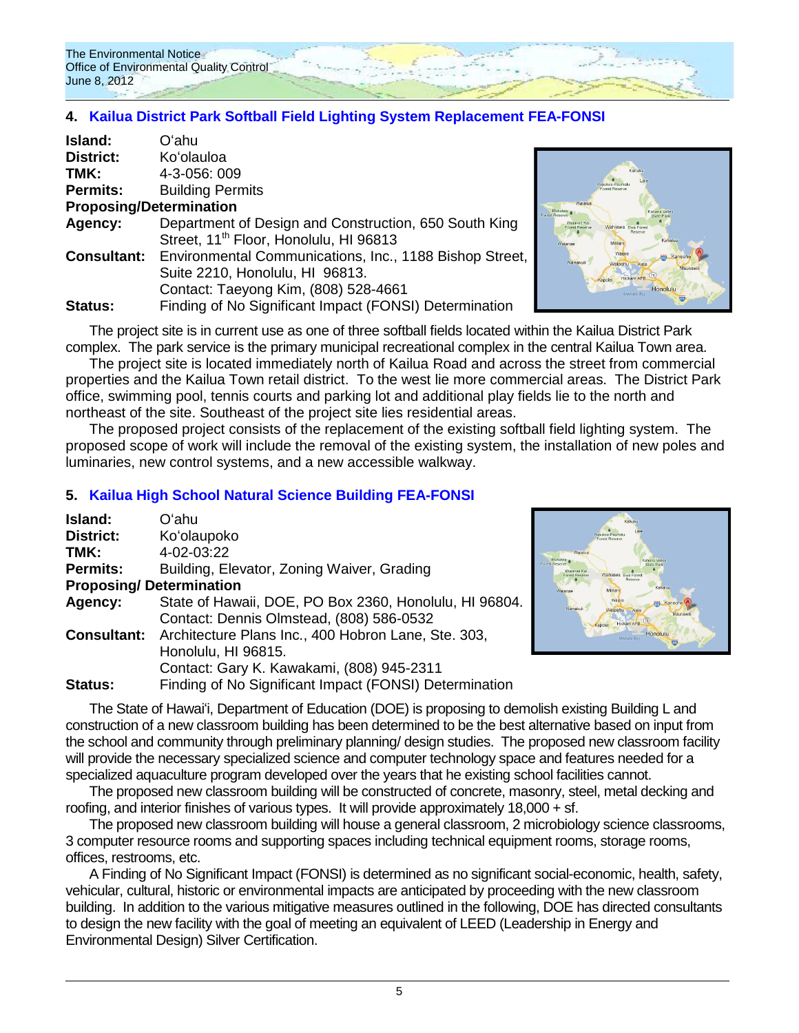## 4. Kailua District Park Softball Field Lighting System Replacement FEA-FONSI

**Island:** O'ahu
**District:** Ko'olauloa
**TMK:** 4-3-056: 009
**Permits:** Building Permits
**Proposing/Determination**
**Agency:** Department of Design and Construction, 650 South King Street, 11th Floor, Honolulu, HI 96813
**Consultant:** Environmental Communications, Inc., 1188 Bishop Street, Suite 2210, Honolulu, HI 96813.
Contact: Taeyong Kim, (808) 528-4661
**Status:** Finding of No Significant Impact (FONSI) Determination

The project site is in current use as one of three softball fields located within the Kailua District Park complex. The park service is the primary municipal recreational complex in the central Kailua Town area.

The project site is located immediately north of Kailua Road and across the street from commercial properties and the Kailua Town retail district. To the west lie more commercial areas. The District Park office, swimming pool, tennis courts and parking lot and additional play fields lie to the north and northeast of the site. Southeast of the project site lies residential areas.

The proposed project consists of the replacement of the existing softball field lighting system. The proposed scope of work will include the removal of the existing system, the installation of new poles and luminaries, new control systems, and a new accessible walkway.

## 5. Kailua High School Natural Science Building FEA-FONSI

**Island:** O'ahu
**District:** Ko'olaupoko
**TMK:** 4-02-03:22
**Permits:** Building, Elevator, Zoning Waiver, Grading
**Proposing/ Determination**
**Agency:** State of Hawaii, DOE, PO Box 2360, Honolulu, HI 96804.
Contact: Dennis Olmstead, (808) 586-0532
**Consultant:** Architecture Plans Inc., 400 Hobron Lane, Ste. 303, Honolulu, HI 96815.
Contact: Gary K. Kawakami, (808) 945-2311
**Status:** Finding of No Significant Impact (FONSI) Determination

The State of Hawai'i, Department of Education (DOE) is proposing to demolish existing Building L and construction of a new classroom building has been determined to be the best alternative based on input from the school and community through preliminary planning/ design studies. The proposed new classroom facility will provide the necessary specialized science and computer technology space and features needed for a specialized aquaculture program developed over the years that he existing school facilities cannot.

The proposed new classroom building will be constructed of concrete, masonry, steel, metal decking and roofing, and interior finishes of various types. It will provide approximately 18,000 + sf.

The proposed new classroom building will house a general classroom, 2 microbiology science classrooms, 3 computer resource rooms and supporting spaces including technical equipment rooms, storage rooms, offices, restrooms, etc.

A Finding of No Significant Impact (FONSI) is determined as no significant social-economic, health, safety, vehicular, cultural, historic or environmental impacts are anticipated by proceeding with the new classroom building. In addition to the various mitigative measures outlined in the following, DOE has directed consultants to design the new facility with the goal of meeting an equivalent of LEED (Leadership in Energy and Environmental Design) Silver Certification.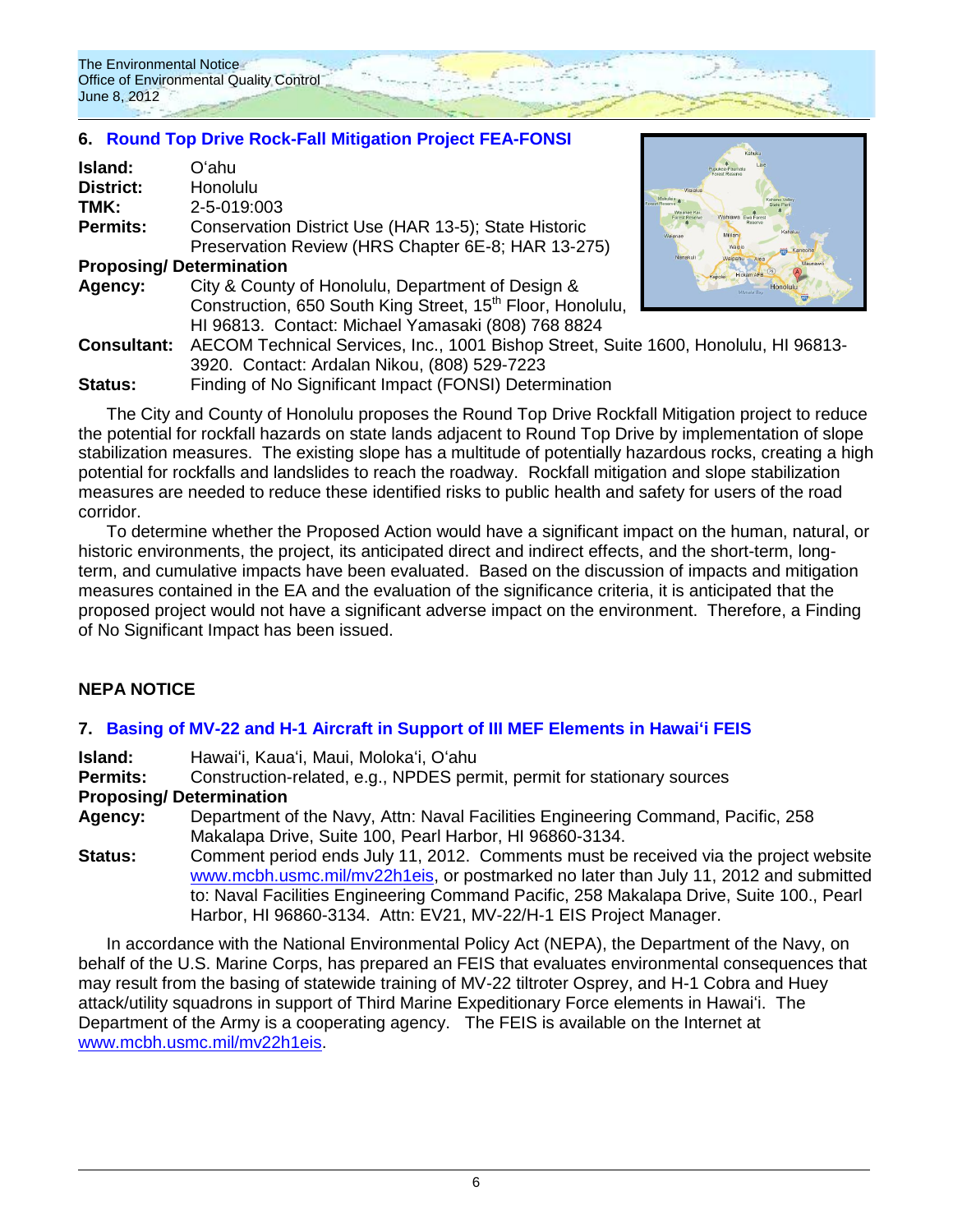## 6. Round Top Drive Rock-Fall Mitigation Project FEA-FONSI

**Island:** Oʻahu
**District:** Honolulu
**TMK:** 2-5-019:003
**Permits:** Conservation District Use (HAR 13-5); State Historic Preservation Review (HRS Chapter 6E-8; HAR 13-275)

**Proposing/ Determination**
**Agency:** City & County of Honolulu, Department of Design & Construction, 650 South King Street, 15th Floor, Honolulu, HI 96813. Contact: Michael Yamasaki (808) 768 8824
**Consultant:** AECOM Technical Services, Inc., 1001 Bishop Street, Suite 1600, Honolulu, HI 96813-3920. Contact: Ardalan Nikou, (808) 529-7223
**Status:** Finding of No Significant Impact (FONSI) Determination

The City and County of Honolulu proposes the Round Top Drive Rockfall Mitigation project to reduce the potential for rockfall hazards on state lands adjacent to Round Top Drive by implementation of slope stabilization measures. The existing slope has a multitude of potentially hazardous rocks, creating a high potential for rockfalls and landslides to reach the roadway. Rockfall mitigation and slope stabilization measures are needed to reduce these identified risks to public health and safety for users of the road corridor.

To determine whether the Proposed Action would have a significant impact on the human, natural, or historic environments, the project, its anticipated direct and indirect effects, and the short-term, long-term, and cumulative impacts have been evaluated. Based on the discussion of impacts and mitigation measures contained in the EA and the evaluation of the significance criteria, it is anticipated that the proposed project would not have a significant adverse impact on the environment. Therefore, a Finding of No Significant Impact has been issued.

## NEPA NOTICE

## 7. Basing of MV-22 and H-1 Aircraft in Support of III MEF Elements in Hawaiʻi FEIS

**Island:** Hawaiʻi, Kauaʻi, Maui, Molokaʻi, Oʻahu
**Permits:** Construction-related, e.g., NPDES permit, permit for stationary sources

**Proposing/ Determination**
**Agency:** Department of the Navy, Attn: Naval Facilities Engineering Command, Pacific, 258 Makalapa Drive, Suite 100, Pearl Harbor, HI 96860-3134.
**Status:** Comment period ends July 11, 2012. Comments must be received via the project website www.mcbh.usmc.mil/mv22h1eis, or postmarked no later than July 11, 2012 and submitted to: Naval Facilities Engineering Command Pacific, 258 Makalapa Drive, Suite 100., Pearl Harbor, HI 96860-3134. Attn: EV21, MV-22/H-1 EIS Project Manager.

In accordance with the National Environmental Policy Act (NEPA), the Department of the Navy, on behalf of the U.S. Marine Corps, has prepared an FEIS that evaluates environmental consequences that may result from the basing of statewide training of MV-22 tiltroter Osprey, and H-1 Cobra and Huey attack/utility squadrons in support of Third Marine Expeditionary Force elements in Hawaiʻi. The Department of the Army is a cooperating agency. The FEIS is available on the Internet at www.mcbh.usmc.mil/mv22h1eis.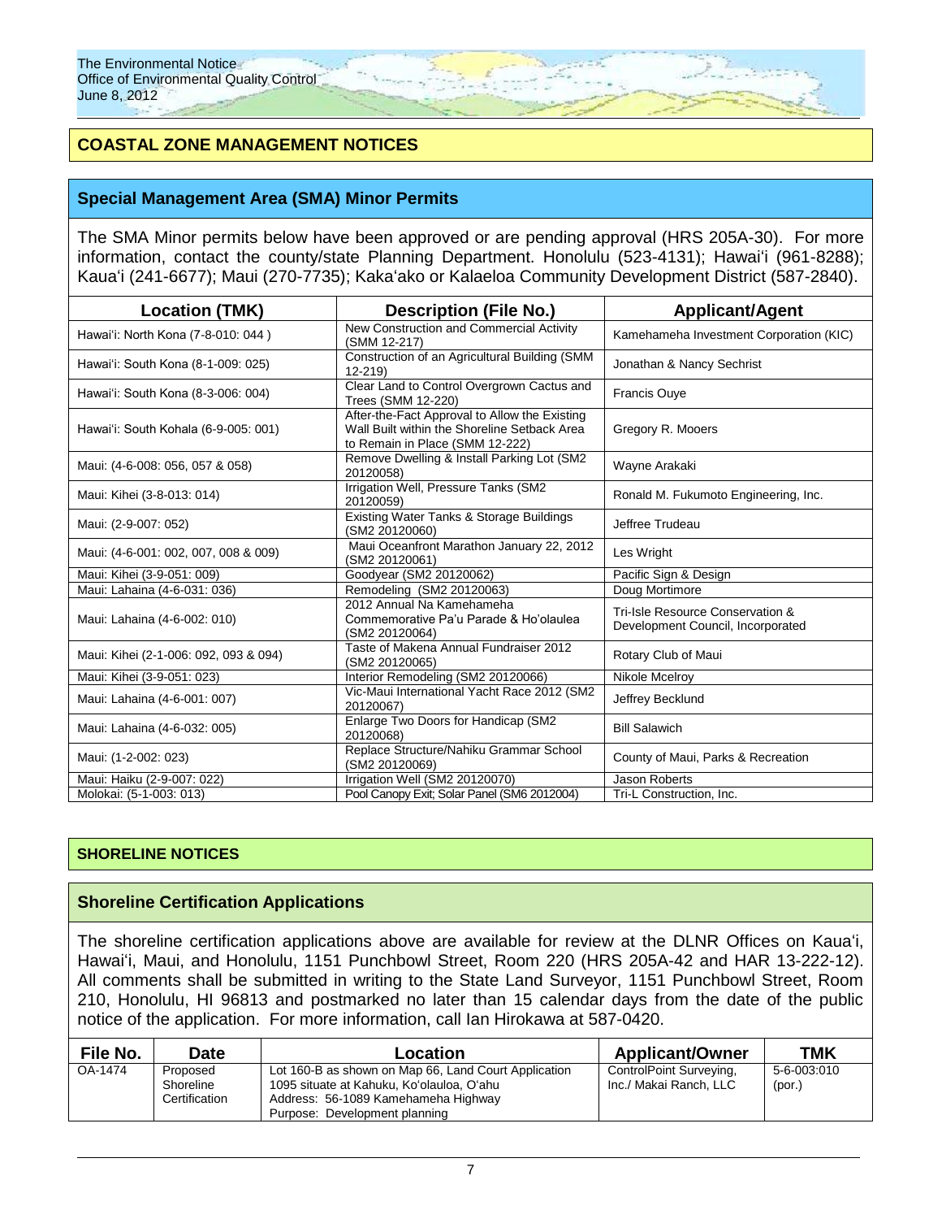## COASTAL ZONE MANAGEMENT NOTICES

### Special Management Area (SMA) Minor Permits

The SMA Minor permits below have been approved or are pending approval (HRS 205A-30). For more information, contact the county/state Planning Department. Honolulu (523-4131); Hawaiʻi (961-8288); Kauaʻi (241-6677); Maui (270-7735); Kakaʻako or Kalaeloa Community Development District (587-2840).

| Location (TMK) | Description (File No.) | Applicant/Agent |
|---|---|---|
| Hawaiʻi: North Kona (7-8-010: 044 ) | New Construction and Commercial Activity (SMM 12-217) | Kamehameha Investment Corporation (KIC) |
| Hawaiʻi: South Kona (8-1-009: 025) | Construction of an Agricultural Building (SMM 12-219) | Jonathan & Nancy Sechrist |
| Hawaiʻi: South Kona (8-3-006: 004) | Clear Land to Control Overgrown Cactus and Trees (SMM 12-220) | Francis Ouye |
| Hawaiʻi: South Kohala (6-9-005: 001) | After-the-Fact Approval to Allow the Existing Wall Built within the Shoreline Setback Area to Remain in Place (SMM 12-222) | Gregory R. Mooers |
| Maui: (4-6-008: 056, 057 & 058) | Remove Dwelling & Install Parking Lot (SM2 20120058) | Wayne Arakaki |
| Maui: Kihei (3-8-013: 014) | Irrigation Well, Pressure Tanks (SM2 20120059) | Ronald M. Fukumoto Engineering, Inc. |
| Maui: (2-9-007: 052) | Existing Water Tanks & Storage Buildings (SM2 20120060) | Jeffree Trudeau |
| Maui: (4-6-001: 002, 007, 008 & 009) | Maui Oceanfront Marathon January 22, 2012 (SM2 20120061) | Les Wright |
| Maui: Kihei (3-9-051: 009) | Goodyear (SM2 20120062) | Pacific Sign & Design |
| Maui: Lahaina (4-6-031: 036) | Remodeling (SM2 20120063) | Doug Mortimore |
| Maui: Lahaina (4-6-002: 010) | 2012 Annual Na Kamehameha Commemorative Pa'u Parade & Ho'olaulea (SM2 20120064) | Tri-Isle Resource Conservation & Development Council, Incorporated |
| Maui: Kihei (2-1-006: 092, 093 & 094) | Taste of Makena Annual Fundraiser 2012 (SM2 20120065) | Rotary Club of Maui |
| Maui: Kihei (3-9-051: 023) | Interior Remodeling (SM2 20120066) | Nikole Mcelroy |
| Maui: Lahaina (4-6-001: 007) | Vic-Maui International Yacht Race 2012 (SM2 20120067) | Jeffrey Becklund |
| Maui: Lahaina (4-6-032: 005) | Enlarge Two Doors for Handicap (SM2 20120068) | Bill Salawich |
| Maui: (1-2-002: 023) | Replace Structure/Nahiku Grammar School (SM2 20120069) | County of Maui, Parks & Recreation |
| Maui: Haiku (2-9-007: 022) | Irrigation Well (SM2 20120070) | Jason Roberts |
| Molokai: (5-1-003: 013) | Pool Canopy Exit; Solar Panel (SM6 2012004) | Tri-L Construction, Inc. |

## SHORELINE NOTICES

### Shoreline Certification Applications

The shoreline certification applications above are available for review at the DLNR Offices on Kauaʻi, Hawaiʻi, Maui, and Honolulu, 1151 Punchbowl Street, Room 220 (HRS 205A-42 and HAR 13-222-12). All comments shall be submitted in writing to the State Land Surveyor, 1151 Punchbowl Street, Room 210, Honolulu, HI 96813 and postmarked no later than 15 calendar days from the date of the public notice of the application. For more information, call Ian Hirokawa at 587-0420.

| File No. | Date | Location | Applicant/Owner | TMK |
|---|---|---|---|---|
| OA-1474 | Proposed Shoreline Certification | Lot 160-B as shown on Map 66, Land Court Application 1095 situate at Kahuku, Koʻolauloa, Oʻahu<br>Address: 56-1089 Kamehameha Highway<br>Purpose: Development planning | ControlPoint Surveying, Inc./ Makai Ranch, LLC | 5-6-003:010 (por.) |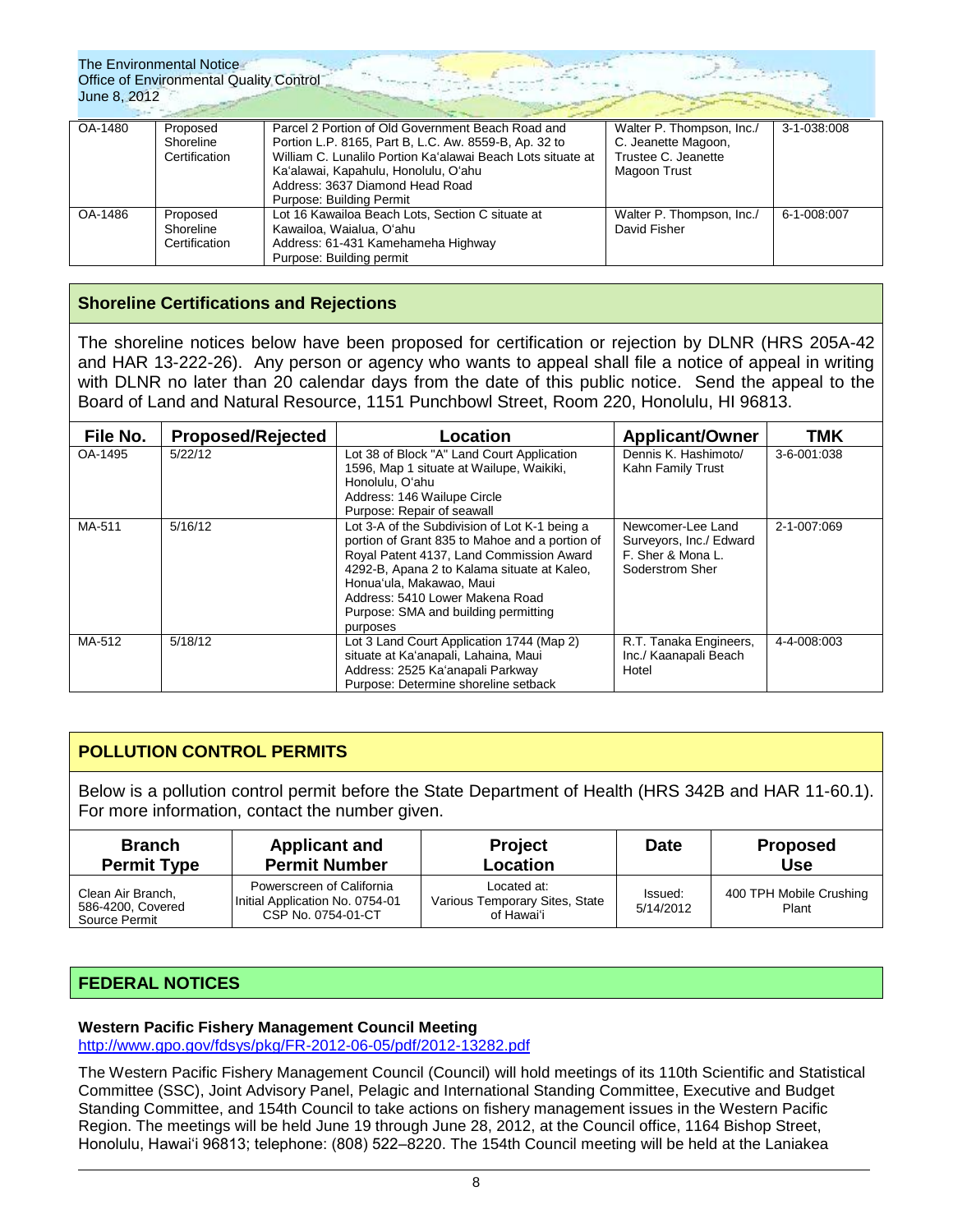| OA-1480 | Proposed Shoreline Certification | Parcel 2 Portion of Old Government Beach Road and Portion L.P. 8165, Part B, L.C. Aw. 8559-B, Ap. 32 to William C. Lunalilo Portion Ka'alawai Beach Lots situate at Ka'alawai, Kapahulu, Honolulu, O'ahu<br>Address: 3637 Diamond Head Road<br>Purpose: Building Permit | Walter P. Thompson, Inc./ C. Jeanette Magoon, Trustee C. Jeanette Magoon Trust | 3-1-038:008 |
|---|---|---|---|---|
| OA-1486 | Proposed Shoreline Certification | Lot 16 Kawailoa Beach Lots, Section C situate at Kawailoa, Waialua, O'ahu<br>Address: 61-431 Kamehameha Highway<br>Purpose: Building permit | Walter P. Thompson, Inc./ David Fisher | 6-1-008:007 |

## Shoreline Certifications and Rejections

The shoreline notices below have been proposed for certification or rejection by DLNR (HRS 205A-42 and HAR 13-222-26). Any person or agency who wants to appeal shall file a notice of appeal in writing with DLNR no later than 20 calendar days from the date of this public notice. Send the appeal to the Board of Land and Natural Resource, 1151 Punchbowl Street, Room 220, Honolulu, HI 96813.

| File No. | Proposed/Rejected | Location | Applicant/Owner | TMK |
|---|---|---|---|---|
| OA-1495 | 5/22/12 | Lot 38 of Block "A" Land Court Application 1596, Map 1 situate at Wailupe, Waikiki, Honolulu, O'ahu<br>Address: 146 Wailupe Circle<br>Purpose: Repair of seawall | Dennis K. Hashimoto/ Kahn Family Trust | 3-6-001:038 |
| MA-511 | 5/16/12 | Lot 3-A of the Subdivision of Lot K-1 being a portion of Grant 835 to Mahoe and a portion of Royal Patent 4137, Land Commission Award 4292-B, Apana 2 to Kalama situate at Kaleo, Honua'ula, Makawao, Maui<br>Address: 5410 Lower Makena Road<br>Purpose: SMA and building permitting purposes | Newcomer-Lee Land Surveyors, Inc./ Edward F. Sher & Mona L. Soderstrom Sher | 2-1-007:069 |
| MA-512 | 5/18/12 | Lot 3 Land Court Application 1744 (Map 2) situate at Ka'anapali, Lahaina, Maui<br>Address: 2525 Ka'anapali Parkway<br>Purpose: Determine shoreline setback | R.T. Tanaka Engineers, Inc./ Kaanapali Beach Hotel | 4-4-008:003 |

## POLLUTION CONTROL PERMITS

Below is a pollution control permit before the State Department of Health (HRS 342B and HAR 11-60.1). For more information, contact the number given.

| Branch Permit Type | Applicant and Permit Number | Project Location | Date | Proposed Use |
|---|---|---|---|---|
| Clean Air Branch, 586-4200, Covered Source Permit | Powerscreen of California Initial Application No. 0754-01 CSP No. 0754-01-CT | Located at: Various Temporary Sites, State of Hawai'i | Issued: 5/14/2012 | 400 TPH Mobile Crushing Plant |

## FEDERAL NOTICES

**Western Pacific Fishery Management Council Meeting**
http://www.gpo.gov/fdsys/pkg/FR-2012-06-05/pdf/2012-13282.pdf

The Western Pacific Fishery Management Council (Council) will hold meetings of its 110th Scientific and Statistical Committee (SSC), Joint Advisory Panel, Pelagic and International Standing Committee, Executive and Budget Standing Committee, and 154th Council to take actions on fishery management issues in the Western Pacific Region. The meetings will be held June 19 through June 28, 2012, at the Council office, 1164 Bishop Street, Honolulu, Hawai'i 96813; telephone: (808) 522–8220. The 154th Council meeting will be held at the Laniakea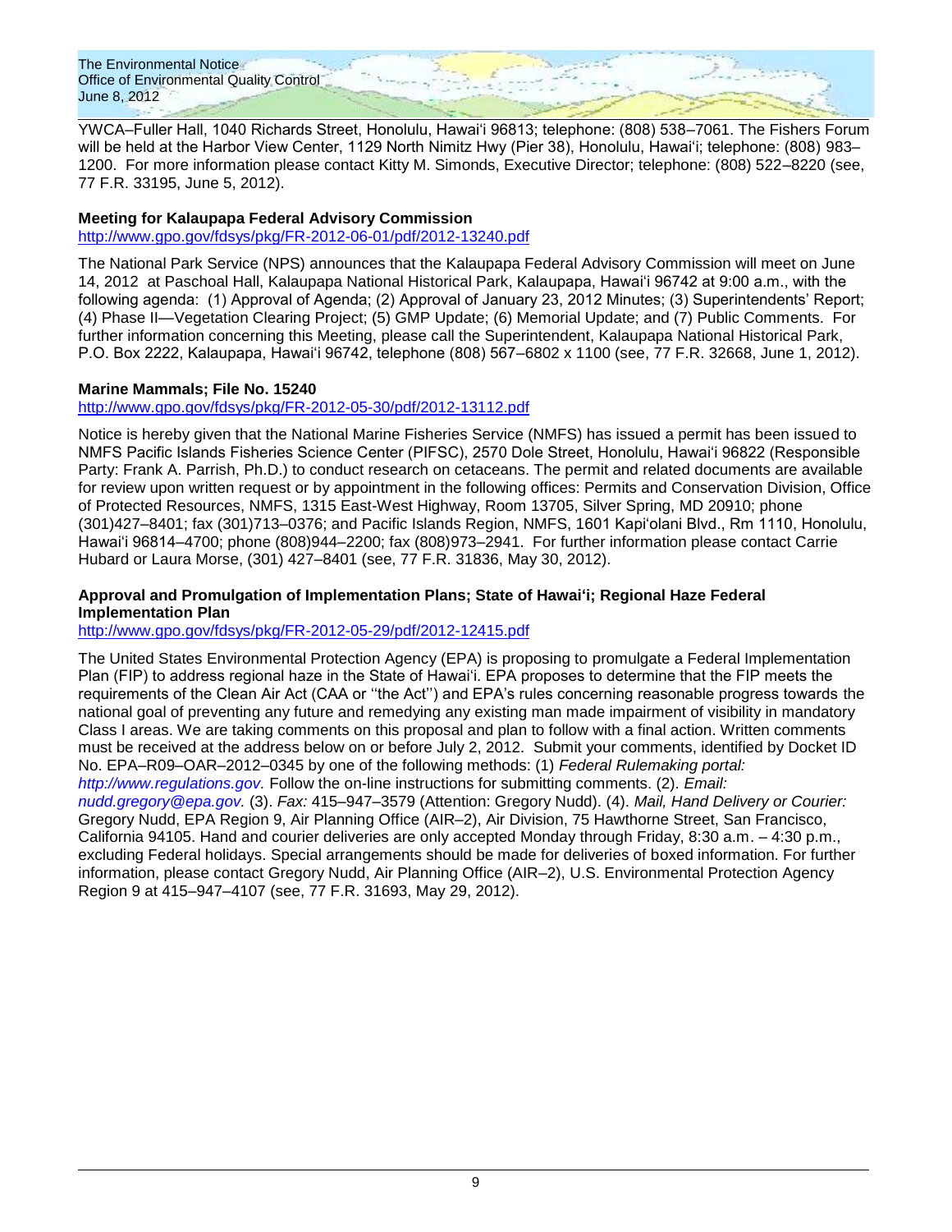YWCA–Fuller Hall, 1040 Richards Street, Honolulu, Hawaiʻi 96813; telephone: (808) 538–7061. The Fishers Forum will be held at the Harbor View Center, 1129 North Nimitz Hwy (Pier 38), Honolulu, Hawaiʻi; telephone: (808) 983–1200. For more information please contact Kitty M. Simonds, Executive Director; telephone: (808) 522–8220 (see, 77 F.R. 33195, June 5, 2012).

### Meeting for Kalaupapa Federal Advisory Commission

http://www.gpo.gov/fdsys/pkg/FR-2012-06-01/pdf/2012-13240.pdf

The National Park Service (NPS) announces that the Kalaupapa Federal Advisory Commission will meet on June 14, 2012 at Paschoal Hall, Kalaupapa National Historical Park, Kalaupapa, Hawaiʻi 96742 at 9:00 a.m., with the following agenda: (1) Approval of Agenda; (2) Approval of January 23, 2012 Minutes; (3) Superintendents' Report; (4) Phase II—Vegetation Clearing Project; (5) GMP Update; (6) Memorial Update; and (7) Public Comments. For further information concerning this Meeting, please call the Superintendent, Kalaupapa National Historical Park, P.O. Box 2222, Kalaupapa, Hawaiʻi 96742, telephone (808) 567–6802 x 1100 (see, 77 F.R. 32668, June 1, 2012).

### Marine Mammals; File No. 15240

http://www.gpo.gov/fdsys/pkg/FR-2012-05-30/pdf/2012-13112.pdf

Notice is hereby given that the National Marine Fisheries Service (NMFS) has issued a permit has been issued to NMFS Pacific Islands Fisheries Science Center (PIFSC), 2570 Dole Street, Honolulu, Hawaiʻi 96822 (Responsible Party: Frank A. Parrish, Ph.D.) to conduct research on cetaceans. The permit and related documents are available for review upon written request or by appointment in the following offices: Permits and Conservation Division, Office of Protected Resources, NMFS, 1315 East-West Highway, Room 13705, Silver Spring, MD 20910; phone (301)427–8401; fax (301)713–0376; and Pacific Islands Region, NMFS, 1601 Kapiʻolani Blvd., Rm 1110, Honolulu, Hawaiʻi 96814–4700; phone (808)944–2200; fax (808)973–2941. For further information please contact Carrie Hubard or Laura Morse, (301) 427–8401 (see, 77 F.R. 31836, May 30, 2012).

### Approval and Promulgation of Implementation Plans; State of Hawaiʻi; Regional Haze Federal Implementation Plan

http://www.gpo.gov/fdsys/pkg/FR-2012-05-29/pdf/2012-12415.pdf

The United States Environmental Protection Agency (EPA) is proposing to promulgate a Federal Implementation Plan (FIP) to address regional haze in the State of Hawaiʻi. EPA proposes to determine that the FIP meets the requirements of the Clean Air Act (CAA or ''the Act'') and EPA's rules concerning reasonable progress towards the national goal of preventing any future and remedying any existing man made impairment of visibility in mandatory Class I areas. We are taking comments on this proposal and plan to follow with a final action. Written comments must be received at the address below on or before July 2, 2012. Submit your comments, identified by Docket ID No. EPA–R09–OAR–2012–0345 by one of the following methods: (1) *Federal Rulemaking portal: http://www.regulations.gov.* Follow the on-line instructions for submitting comments. (2). *Email: nudd.gregory@epa.gov.* (3). *Fax:* 415–947–3579 (Attention: Gregory Nudd). (4). *Mail, Hand Delivery or Courier:* Gregory Nudd, EPA Region 9, Air Planning Office (AIR–2), Air Division, 75 Hawthorne Street, San Francisco, California 94105. Hand and courier deliveries are only accepted Monday through Friday, 8:30 a.m. – 4:30 p.m., excluding Federal holidays. Special arrangements should be made for deliveries of boxed information. For further information, please contact Gregory Nudd, Air Planning Office (AIR–2), U.S. Environmental Protection Agency Region 9 at 415–947–4107 (see, 77 F.R. 31693, May 29, 2012).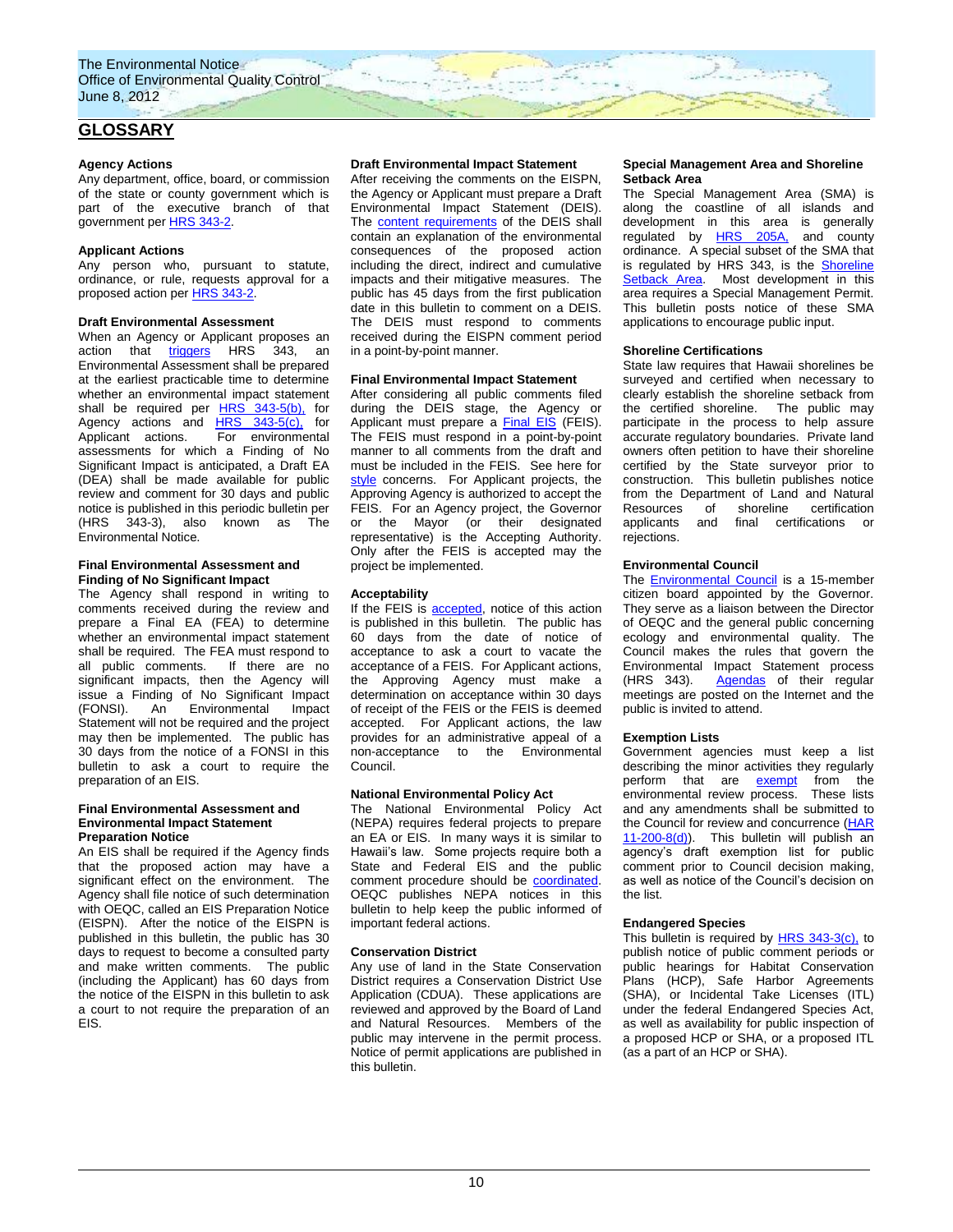## GLOSSARY

### Agency Actions

Any department, office, board, or commission of the state or county government which is part of the executive branch of that government per HRS 343-2.

### Applicant Actions

Any person who, pursuant to statute, ordinance, or rule, requests approval for a proposed action per HRS 343-2.

### Draft Environmental Assessment

When an Agency or Applicant proposes an action that triggers HRS 343, an Environmental Assessment shall be prepared at the earliest practicable time to determine whether an environmental impact statement shall be required per HRS 343-5(b), for Agency actions and HRS 343-5(c), for Applicant actions. For environmental assessments for which a Finding of No Significant Impact is anticipated, a Draft EA (DEA) shall be made available for public review and comment for 30 days and public notice is published in this periodic bulletin per (HRS 343-3), also known as The Environmental Notice.

### Final Environmental Assessment and Finding of No Significant Impact

The Agency shall respond in writing to comments received during the review and prepare a Final EA (FEA) to determine whether an environmental impact statement shall be required. The FEA must respond to all public comments. If there are no significant impacts, then the Agency will issue a Finding of No Significant Impact (FONSI). An Environmental Impact Statement will not be required and the project may then be implemented. The public has 30 days from the notice of a FONSI in this bulletin to ask a court to require the preparation of an EIS.

### Final Environmental Assessment and Environmental Impact Statement Preparation Notice

An EIS shall be required if the Agency finds that the proposed action may have a significant effect on the environment. The Agency shall file notice of such determination with OEQC, called an EIS Preparation Notice (EISPN). After the notice of the EISPN is published in this bulletin, the public has 30 days to request to become a consulted party and make written comments. The public (including the Applicant) has 60 days from the notice of the EISPN in this bulletin to ask a court to not require the preparation of an EIS.

### Draft Environmental Impact Statement

After receiving the comments on the EISPN, the Agency or Applicant must prepare a Draft Environmental Impact Statement (DEIS). The content requirements of the DEIS shall contain an explanation of the environmental consequences of the proposed action including the direct, indirect and cumulative impacts and their mitigative measures. The public has 45 days from the first publication date in this bulletin to comment on a DEIS. The DEIS must respond to comments received during the EISPN comment period in a point-by-point manner.

### Final Environmental Impact Statement

After considering all public comments filed during the DEIS stage, the Agency or Applicant must prepare a Final EIS (FEIS). The FEIS must respond in a point-by-point manner to all comments from the draft and must be included in the FEIS. See here for style concerns. For Applicant projects, the Approving Agency is authorized to accept the FEIS. For an Agency project, the Governor or the Mayor (or their designated representative) is the Accepting Authority. Only after the FEIS is accepted may the project be implemented.

### Acceptability

If the FEIS is accepted, notice of this action is published in this bulletin. The public has 60 days from the date of notice of acceptance to ask a court to vacate the acceptance of a FEIS. For Applicant actions, the Approving Agency must make a determination on acceptance within 30 days of receipt of the FEIS or the FEIS is deemed accepted. For Applicant actions, the law provides for an administrative appeal of a non-acceptance to the Environmental Council.

### National Environmental Policy Act

The National Environmental Policy Act (NEPA) requires federal projects to prepare an EA or EIS. In many ways it is similar to Hawaii's law. Some projects require both a State and Federal EIS and the public comment procedure should be coordinated. OEQC publishes NEPA notices in this bulletin to help keep the public informed of important federal actions.

### Conservation District

Any use of land in the State Conservation District requires a Conservation District Use Application (CDUA). These applications are reviewed and approved by the Board of Land and Natural Resources. Members of the public may intervene in the permit process. Notice of permit applications are published in this bulletin.

### Special Management Area and Shoreline Setback Area

The Special Management Area (SMA) is along the coastline of all islands and development in this area is generally regulated by HRS 205A, and county ordinance. A special subset of the SMA that is regulated by HRS 343, is the Shoreline Setback Area. Most development in this area requires a Special Management Permit. This bulletin posts notice of these SMA applications to encourage public input.

### Shoreline Certifications

State law requires that Hawaii shorelines be surveyed and certified when necessary to clearly establish the shoreline setback from the certified shoreline. The public may participate in the process to help assure accurate regulatory boundaries. Private land owners often petition to have their shoreline certified by the State surveyor prior to construction. This bulletin publishes notice from the Department of Land and Natural Resources of shoreline certification applicants and final certifications or rejections.

### Environmental Council

The Environmental Council is a 15-member citizen board appointed by the Governor. They serve as a liaison between the Director of OEQC and the general public concerning ecology and environmental quality. The Council makes the rules that govern the Environmental Impact Statement process (HRS 343). Agendas of their regular meetings are posted on the Internet and the public is invited to attend.

### Exemption Lists

Government agencies must keep a list describing the minor activities they regularly perform that are exempt from the environmental review process. These lists and any amendments shall be submitted to the Council for review and concurrence (HAR 11-200-8(d)). This bulletin will publish an agency's draft exemption list for public comment prior to Council decision making, as well as notice of the Council's decision on the list.

### Endangered Species

This bulletin is required by HRS 343-3(c), to publish notice of public comment periods or public hearings for Habitat Conservation Plans (HCP), Safe Harbor Agreements (SHA), or Incidental Take Licenses (ITL) under the federal Endangered Species Act, as well as availability for public inspection of a proposed HCP or SHA, or a proposed ITL (as a part of an HCP or SHA).